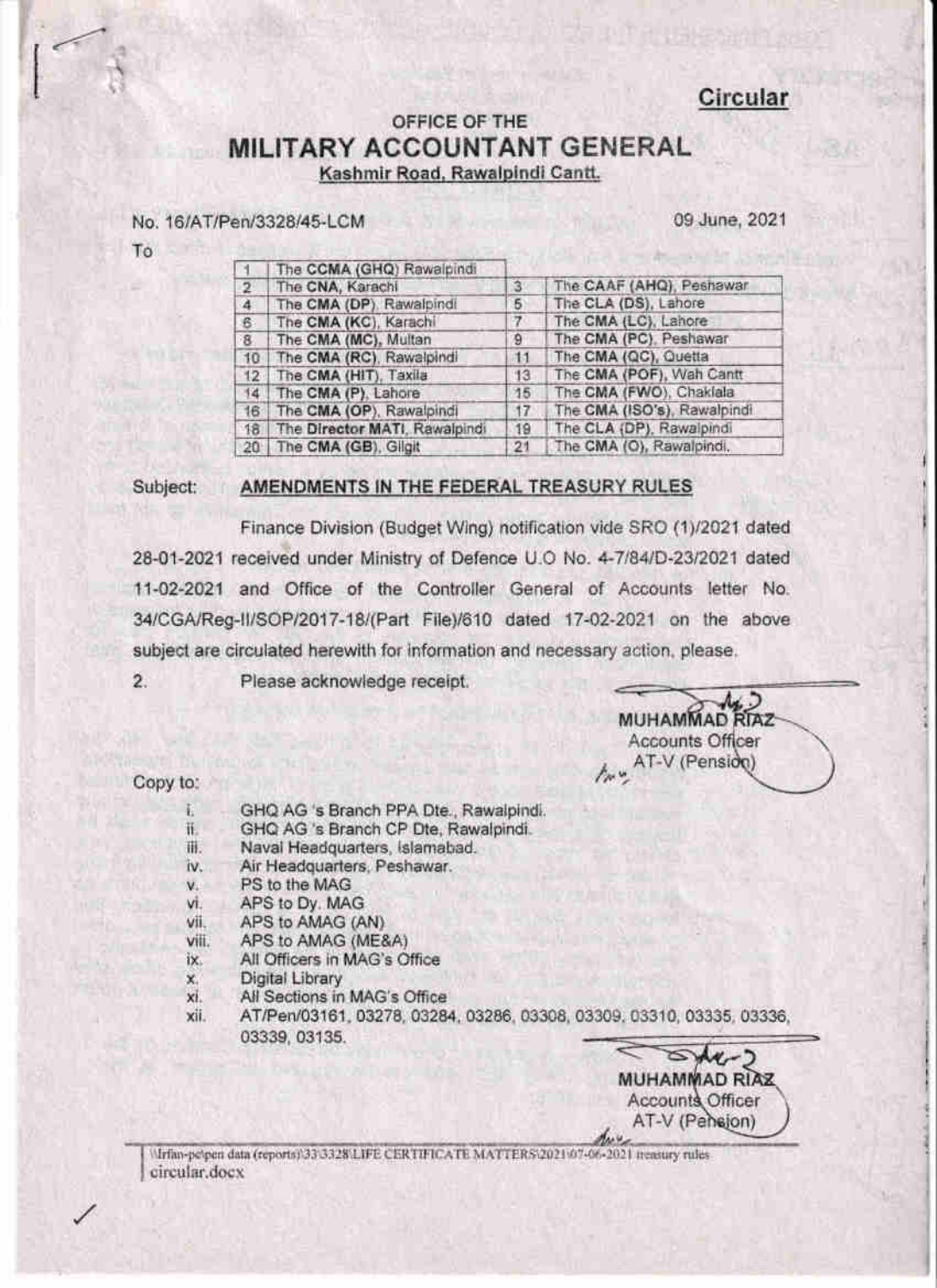**Circular**

OFFICE OF THE

# MILITARY ACCOUNTANT GENERAL

Kashmir Road, Rawalpindi Cantt.

No. 16/AT/Pen/3328/45-LCM

09 June, 2021

To

| | | | |
|---|---|---|---|
| 1 | The **CCMA** (GHQ) Rawalpindi | | |
| 2 | The **CNA**, Karachi | 3 | The **CAAF** (AHQ), Peshawar |
| 4 | The **CMA** (DP), Rawalpindi | 5 | The **CLA** (DS), Lahore |
| 6 | The **CMA** (KC), Karachi | 7 | The **CMA** (LC), Lahore |
| 8 | The **CMA** (MC), Multan | 9 | The **CMA** (PC), Peshawar |
| 10 | The **CMA** (RC), Rawalpindi | 11 | The **CMA** (QC), Quetta |
| 12 | The **CMA** (HIT), Taxila | 13 | The **CMA** (POF), Wah Cantt |
| 14 | The **CMA** (P), Lahore | 15 | The **CMA** (FWO), Chaklala |
| 16 | The **CMA** (OP), Rawalpindi | 17 | The **CMA** (ISO's), Rawalpindi |
| 18 | The **Director MATI**, Rawalpindi | 19 | The CLA (DP), Rawalpindi |
| 20 | The **CMA** (GB), Gilgit | 21 | The **CMA** (O), Rawalpindi. |

Subject: **AMENDMENTS IN THE FEDERAL TREASURY RULES**

Finance Division (Budget Wing) notification vide SRO (1)/2021 dated 28-01-2021 received under Ministry of Defence U.O No. 4-7/84/D-23/2021 dated 11-02-2021 and Office of the Controller General of Accounts letter No. 34/CGA/Reg-II/SOP/2017-18/(Part File)/610 dated 17-02-2021 on the above subject are circulated herewith for information and necessary action, please.

2. Please acknowledge receipt.

**MUHAMMAD RIAZ**
Accounts Officer
AT-V (Pension)

Copy to:

i. GHQ AG 's Branch PPA Dte., Rawalpindi.
ii. GHQ AG 's Branch CP Dte, Rawalpindi.
iii. Naval Headquarters, Islamabad.
iv. Air Headquarters, Peshawar.
v. PS to the MAG
vi. APS to Dy. MAG
vii. APS to AMAG (AN)
viii. APS to AMAG (ME&A)
ix. All Officers in MAG's Office
x. Digital Library
xi. All Sections in MAG's Office
xii. AT/Pen/03161, 03278, 03284, 03286, 03308, 03309, 03310, 03335, 03336, 03339, 03135.

**MUHAMMAD RIAZ**
Accounts Officer
AT-V (Pension)

\\Irfan-pc\pen data (reports)\33\3328\LIFE CERTIFICATE MATTERS\2021\07-06-2021 treasury rules circular.docx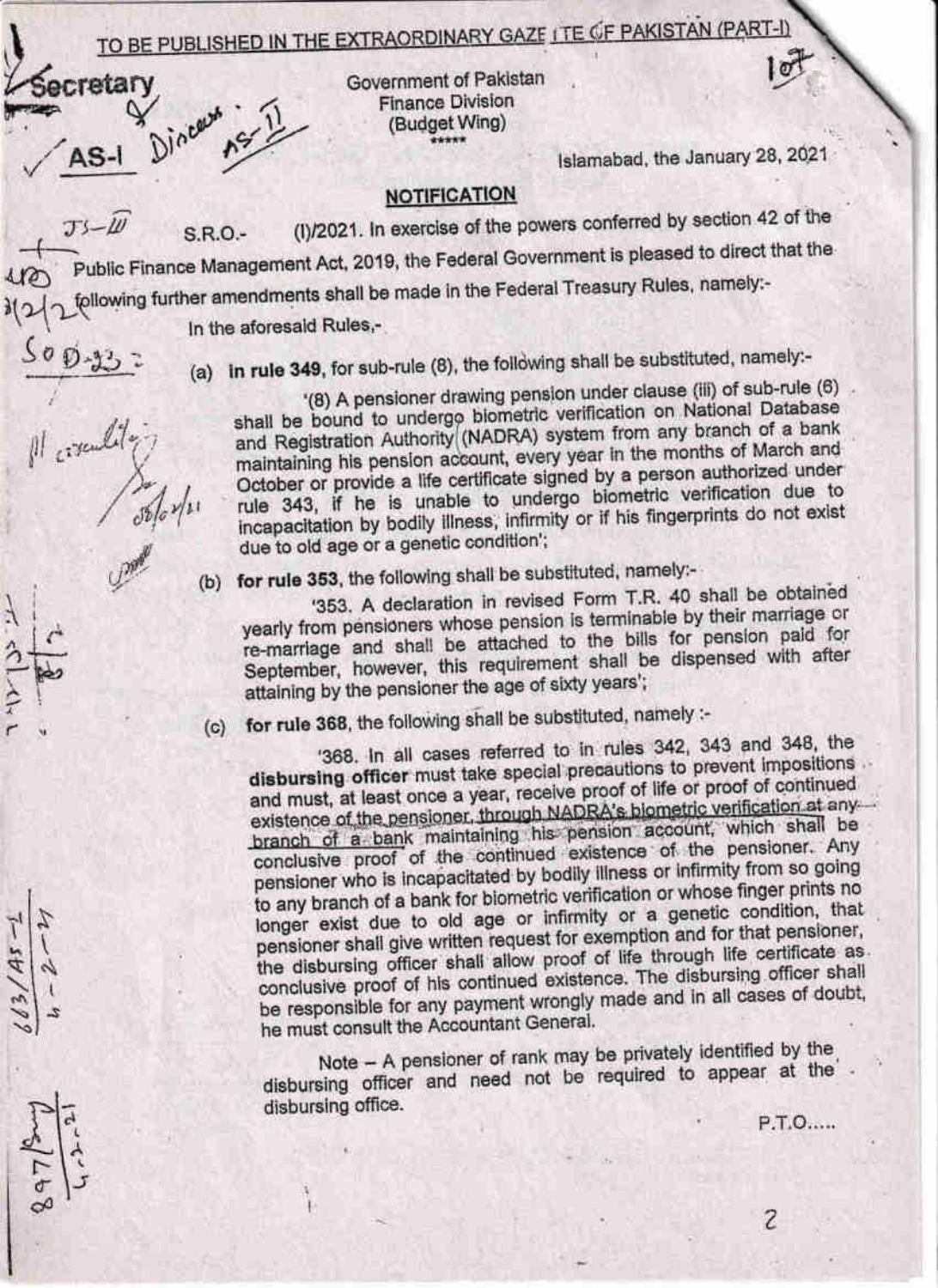TO BE PUBLISHED IN THE EXTRAORDINARY GAZETTE OF PAKISTAN (PART-I)

Government of Pakistan
Finance Division
(Budget Wing)
\*\*\*\*\*

Islamabad, the January 28, 2021

## NOTIFICATION

S.R.O.- (I)/2021. In exercise of the powers conferred by section 42 of the Public Finance Management Act, 2019, the Federal Government is pleased to direct that the following further amendments shall be made in the Federal Treasury Rules, namely:-

In the aforesaid Rules,-

(a) **in rule 349**, for sub-rule (8), the following shall be substituted, namely:-

'(8) A pensioner drawing pension under clause (iii) of sub-rule (6) shall be bound to undergo biometric verification on National Database and Registration Authority (NADRA) system from any branch of a bank maintaining his pension account, every year in the months of March and October or provide a life certificate signed by a person authorized under rule 343, if he is unable to undergo biometric verification due to incapacitation by bodily illness, infirmity or if his fingerprints do not exist due to old age or a genetic condition';

(b) **for rule 353**, the following shall be substituted, namely:-

'353. A declaration in revised Form T.R. 40 shall be obtained yearly from pensioners whose pension is terminable by their marriage or re-marriage and shall be attached to the bills for pension paid for September, however, this requirement shall be dispensed with after attaining by the pensioner the age of sixty years';

(c) **for rule 368**, the following shall be substituted, namely :-

'368. In all cases referred to in rules 342, 343 and 348, the **disbursing officer** must take special precautions to prevent impositions and must, at least once a year, receive proof of life or proof of continued existence of the pensioner, through NADRA's biometric verification at any branch of a bank maintaining his pension account, which shall be conclusive proof of the continued existence of the pensioner. Any pensioner who is incapacitated by bodily illness or infirmity from so going to any branch of a bank for biometric verification or whose finger prints no longer exist due to old age or infirmity or a genetic condition, that pensioner shall give written request for exemption and for that pensioner, the disbursing officer shall allow proof of life through life certificate as conclusive proof of his continued existence. The disbursing officer shall be responsible for any payment wrongly made and in all cases of doubt, he must consult the Accountant General.

Note – A pensioner of rank may be privately identified by the disbursing officer and need not be required to appear at the disbursing office.

P.T.O.....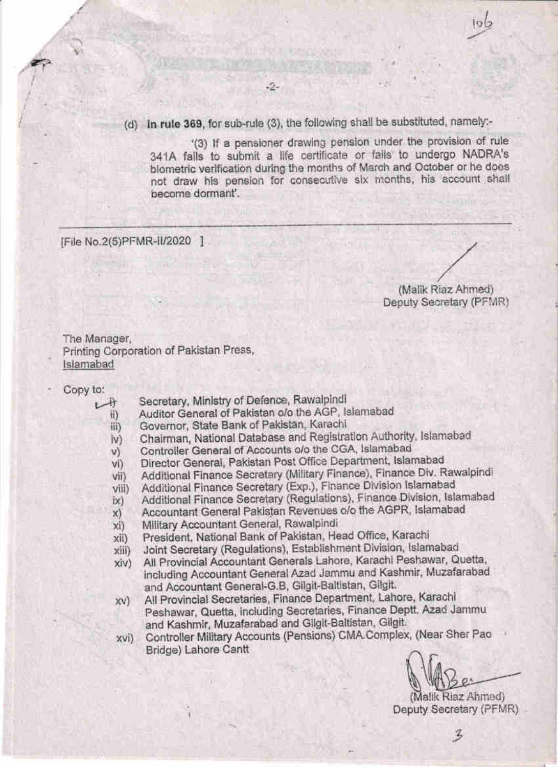(d) **In rule 369**, for sub-rule (3), the following shall be substituted, namely:-

'(3) If a pensioner drawing pension under the provision of rule 341A fails to submit a life certificate or fails to undergo NADRA's biometric verification during the months of March and October or he does not draw his pension for consecutive six months, his account shall become dormant'.

---

[File No.2(5)PFMR-II/2020 ]

(Malik Riaz Ahmed)
Deputy Secretary (PFMR)

The Manager,
Printing Corporation of Pakistan Press,
Islamabad

Copy to:

i) Secretary, Ministry of Defence, Rawalpindi
ii) Auditor General of Pakistan o/o the AGP, Islamabad
iii) Governor, State Bank of Pakistan, Karachi
iv) Chairman, National Database and Registration Authority, Islamabad
v) Controller General of Accounts o/o the CGA, Islamabad
vi) Director General, Pakistan Post Office Department, Islamabad
vii) Additional Finance Secretary (Military Finance), Finance Div. Rawalpindi
viii) Additional Finance Secretary (Exp.), Finance Division Islamabad
ix) Additional Finance Secretary (Regulations), Finance Division, Islamabad
x) Accountant General Pakistan Revenues o/o the AGPR, Islamabad
xi) Military Accountant General, Rawalpindi
xii) President, National Bank of Pakistan, Head Office, Karachi
xiii) Joint Secretary (Regulations), Establishment Division, Islamabad
xiv) All Provincial Accountant Generals Lahore, Karachi Peshawar, Quetta, including Accountant General Azad Jammu and Kashmir, Muzafarabad and Accountant General-G.B, Gilgit-Baltistan, Gilgit.
xv) All Provincial Secretaries, Finance Department, Lahore, Karachi Peshawar, Quetta, including Secretaries, Finance Deptt. Azad Jammu and Kashmir, Muzafarabad and Gilgit-Baltistan, Gilgit.
xvi) Controller Military Accounts (Pensions) CMA Complex, (Near Sher Pao Bridge) Lahore Cantt

(Malik Riaz Ahmed)
Deputy Secretary (PFMR)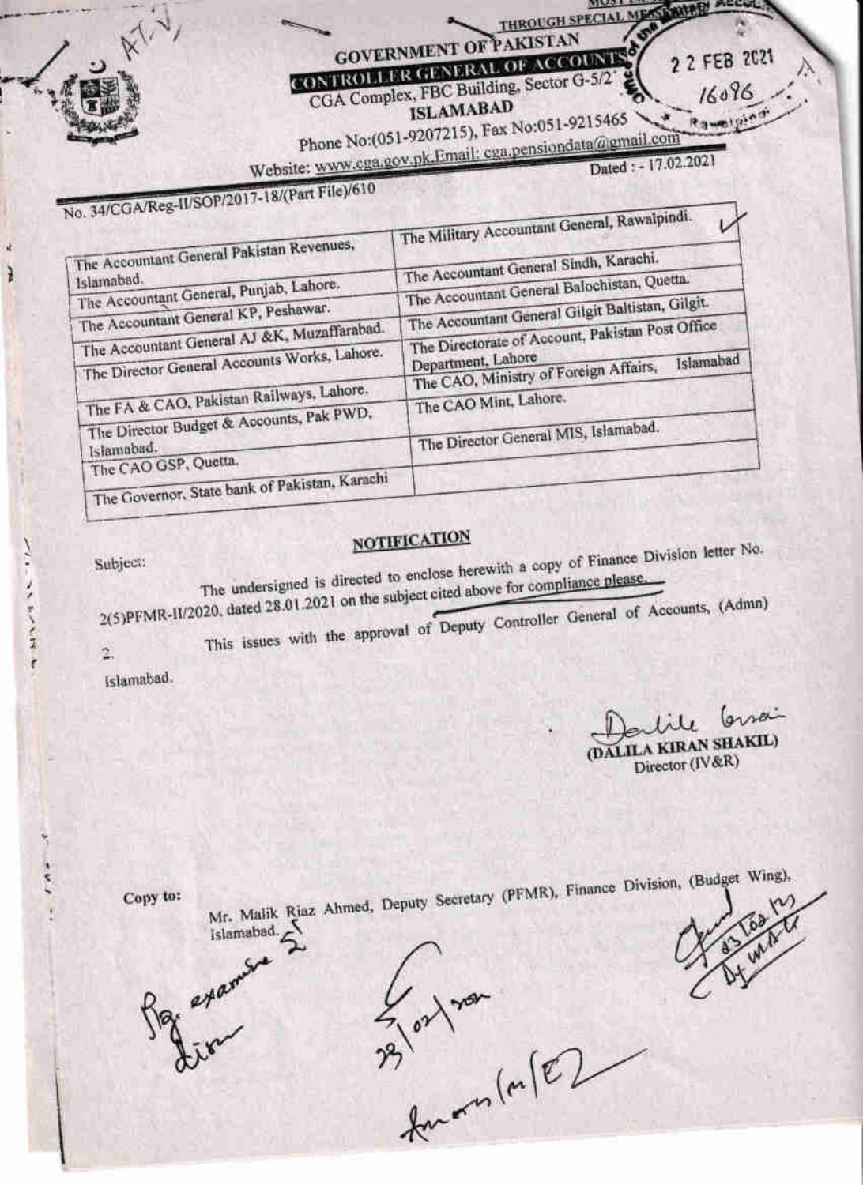THROUGH SPECIAL MESSENGER

**GOVERNMENT OF PAKISTAN**
**CONTROLLER GENERAL OF ACCOUNTS**
CGA Complex, FBC Building, Sector G-5/2
**ISLAMABAD**
Phone No:(051-9207215), Fax No:051-9215465
Website: www.cga.gov.pk,Email: cga.pensiondata@gmail.com

22 FEB 2021
16096

No. 34/CGA/Reg-II/SOP/2017-18/(Part File)/610

Dated : - 17.02.2021

| | |
|---|---|
| | The Military Accountant General, Rawalpindi. |
| The Accountant General Pakistan Revenues, Islamabad. | The Accountant General Sindh, Karachi. |
| The Accountant General, Punjab, Lahore. | The Accountant General Balochistan, Quetta. |
| The Accountant General KP, Peshawar. | The Accountant General Gilgit Baltistan, Gilgit. |
| The Accountant General AJ &K, Muzaffarabad. | The Directorate of Account, Pakistan Post Office Department, Lahore |
| The Director General Accounts Works, Lahore. | The CAO, Ministry of Foreign Affairs, Islamabad |
| The FA & CAO, Pakistan Railways, Lahore. | The CAO Mint, Lahore. |
| The Director Budget & Accounts, Pak PWD, Islamabad. | The Director General MIS, Islamabad. |
| The CAO GSP, Quetta. | |
| The Governor, State bank of Pakistan, Karachi | |

## NOTIFICATION

Subject:

The undersigned is directed to enclose herewith a copy of Finance Division letter No. 2(5)PFMR-II/2020, dated 28.01.2021 on the subject cited above for compliance please.

2. This issues with the approval of Deputy Controller General of Accounts, (Admn) Islamabad.

(DALILA KIRAN SHAKIL)
Director (IV&R)

**Copy to:**

Mr. Malik Riaz Ahmed, Deputy Secretary (PFMR), Finance Division, (Budget Wing), Islamabad.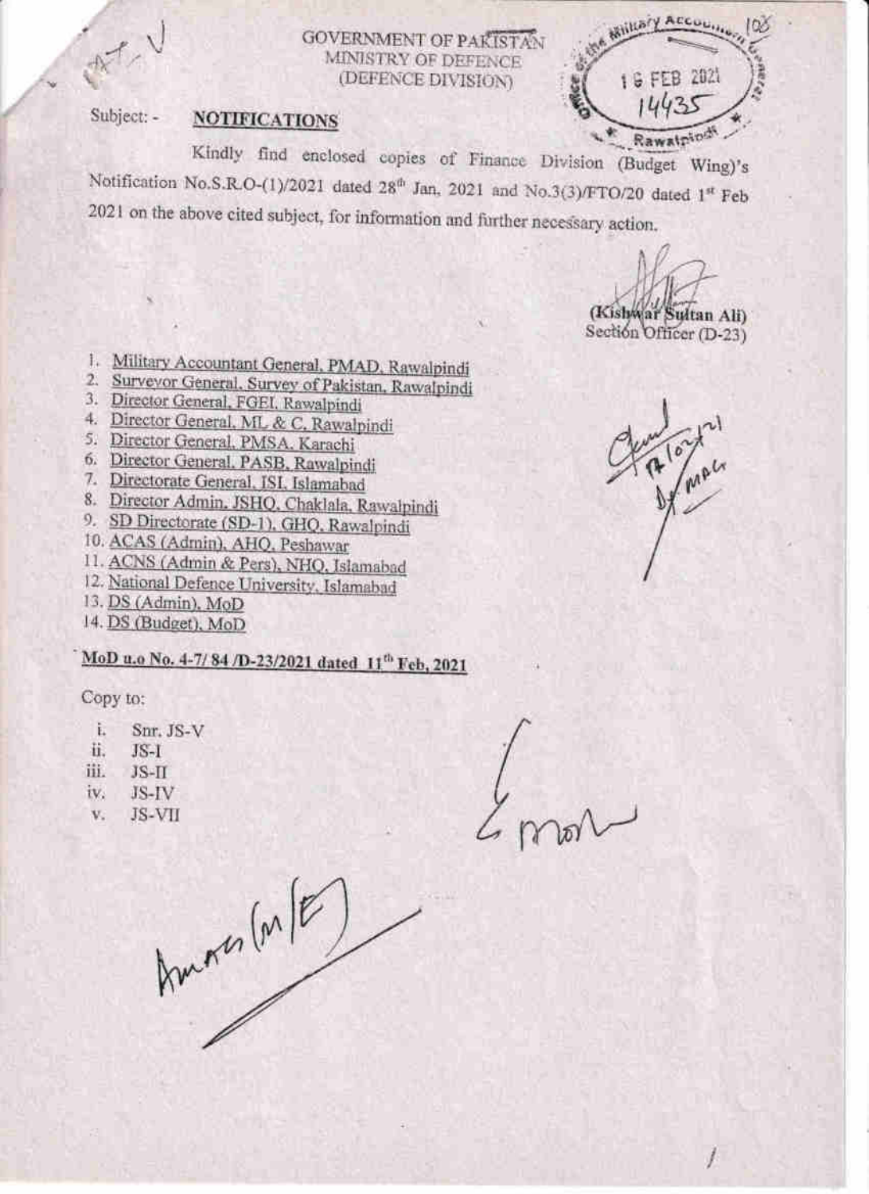GOVERNMENT OF PAKISTAN
MINISTRY OF DEFENCE
(DEFENCE DIVISION)

Subject: - **NOTIFICATIONS**

Kindly find enclosed copies of Finance Division (Budget Wing)'s Notification No.S.R.O-(1)/2021 dated 28th Jan, 2021 and No.3(3)/FTO/20 dated 1st Feb 2021 on the above cited subject, for information and further necessary action.

(Kishwar Sultan Ali)
Section Officer (D-23)

1. Military Accountant General, PMAD, Rawalpindi
2. Surveyor General, Survey of Pakistan, Rawalpindi
3. Director General, FGEI, Rawalpindi
4. Director General, ML & C, Rawalpindi
5. Director General, PMSA, Karachi
6. Director General, PASB, Rawalpindi
7. Directorate General, ISI, Islamabad
8. Director Admin, JSHQ, Chaklala, Rawalpindi
9. SD Directorate (SD-1), GHQ, Rawalpindi
10. ACAS (Admin), AHQ, Peshawar
11. ACNS (Admin & Pers), NHQ, Islamabad
12. National Defence University, Islamabad
13. DS (Admin), MoD
14. DS (Budget), MoD

**MoD u.o No. 4-7/ 84 /D-23/2021 dated 11th Feb, 2021**

Copy to:

i. Snr. JS-V
ii. JS-I
iii. JS-II
iv. JS-IV
v. JS-VII